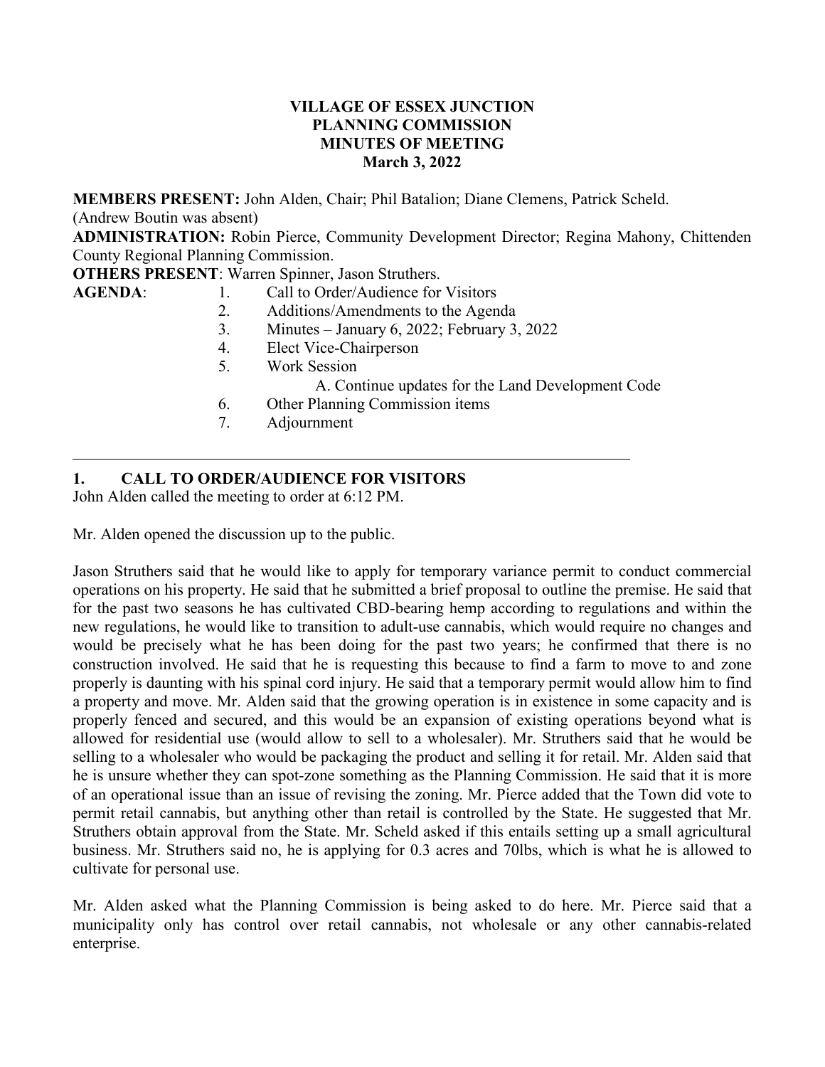**VILLAGE OF ESSEX JUNCTION**
**PLANNING COMMISSION**
**MINUTES OF MEETING**
**March 3, 2022**

**MEMBERS PRESENT:** John Alden, Chair; Phil Batalion; Diane Clemens, Patrick Scheld. (Andrew Boutin was absent)

**ADMINISTRATION:** Robin Pierce, Community Development Director; Regina Mahony, Chittenden County Regional Planning Commission.

**OTHERS PRESENT**: Warren Spinner, Jason Struthers.

**AGENDA**:
1. Call to Order/Audience for Visitors
2. Additions/Amendments to the Agenda
3. Minutes – January 6, 2022; February 3, 2022
4. Elect Vice-Chairperson
5. Work Session
   A. Continue updates for the Land Development Code
6. Other Planning Commission items
7. Adjournment

---

## 1. CALL TO ORDER/AUDIENCE FOR VISITORS

John Alden called the meeting to order at 6:12 PM.

Mr. Alden opened the discussion up to the public.

Jason Struthers said that he would like to apply for temporary variance permit to conduct commercial operations on his property. He said that he submitted a brief proposal to outline the premise. He said that for the past two seasons he has cultivated CBD-bearing hemp according to regulations and within the new regulations, he would like to transition to adult-use cannabis, which would require no changes and would be precisely what he has been doing for the past two years; he confirmed that there is no construction involved. He said that he is requesting this because to find a farm to move to and zone properly is daunting with his spinal cord injury. He said that a temporary permit would allow him to find a property and move. Mr. Alden said that the growing operation is in existence in some capacity and is properly fenced and secured, and this would be an expansion of existing operations beyond what is allowed for residential use (would allow to sell to a wholesaler). Mr. Struthers said that he would be selling to a wholesaler who would be packaging the product and selling it for retail. Mr. Alden said that he is unsure whether they can spot-zone something as the Planning Commission. He said that it is more of an operational issue than an issue of revising the zoning. Mr. Pierce added that the Town did vote to permit retail cannabis, but anything other than retail is controlled by the State. He suggested that Mr. Struthers obtain approval from the State. Mr. Scheld asked if this entails setting up a small agricultural business. Mr. Struthers said no, he is applying for 0.3 acres and 70lbs, which is what he is allowed to cultivate for personal use.

Mr. Alden asked what the Planning Commission is being asked to do here. Mr. Pierce said that a municipality only has control over retail cannabis, not wholesale or any other cannabis-related enterprise.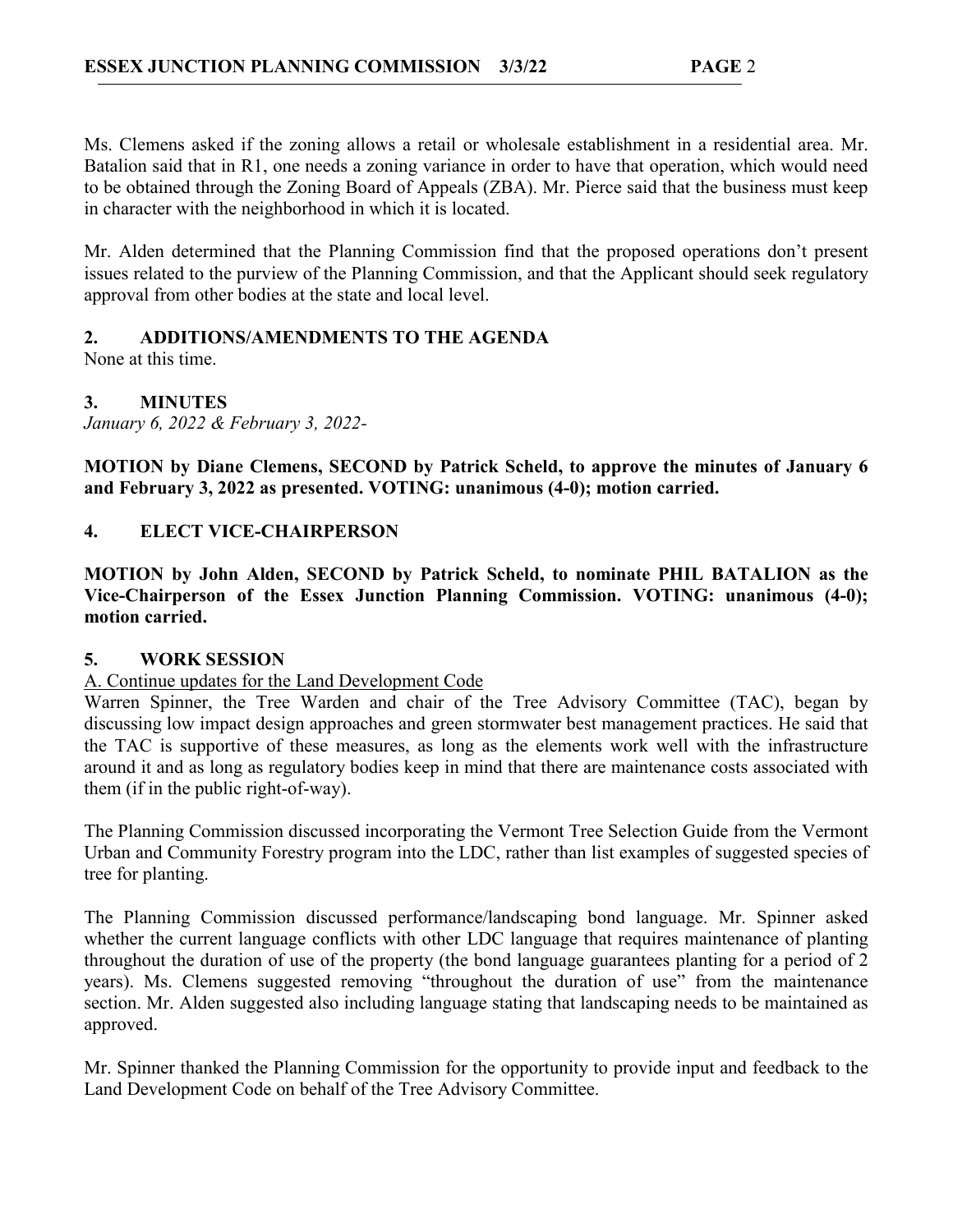Ms. Clemens asked if the zoning allows a retail or wholesale establishment in a residential area. Mr. Batalion said that in R1, one needs a zoning variance in order to have that operation, which would need to be obtained through the Zoning Board of Appeals (ZBA). Mr. Pierce said that the business must keep in character with the neighborhood in which it is located.

Mr. Alden determined that the Planning Commission find that the proposed operations don't present issues related to the purview of the Planning Commission, and that the Applicant should seek regulatory approval from other bodies at the state and local level.

## 2. ADDITIONS/AMENDMENTS TO THE AGENDA

None at this time.

## 3. MINUTES

*January 6, 2022 & February 3, 2022-*

**MOTION by Diane Clemens, SECOND by Patrick Scheld, to approve the minutes of January 6 and February 3, 2022 as presented. VOTING: unanimous (4-0); motion carried.**

## 4. ELECT VICE-CHAIRPERSON

**MOTION by John Alden, SECOND by Patrick Scheld, to nominate PHIL BATALION as the Vice-Chairperson of the Essex Junction Planning Commission. VOTING: unanimous (4-0); motion carried.**

## 5. WORK SESSION

<u>A. Continue updates for the Land Development Code</u>

Warren Spinner, the Tree Warden and chair of the Tree Advisory Committee (TAC), began by discussing low impact design approaches and green stormwater best management practices. He said that the TAC is supportive of these measures, as long as the elements work well with the infrastructure around it and as long as regulatory bodies keep in mind that there are maintenance costs associated with them (if in the public right-of-way).

The Planning Commission discussed incorporating the Vermont Tree Selection Guide from the Vermont Urban and Community Forestry program into the LDC, rather than list examples of suggested species of tree for planting.

The Planning Commission discussed performance/landscaping bond language. Mr. Spinner asked whether the current language conflicts with other LDC language that requires maintenance of planting throughout the duration of use of the property (the bond language guarantees planting for a period of 2 years). Ms. Clemens suggested removing "throughout the duration of use" from the maintenance section. Mr. Alden suggested also including language stating that landscaping needs to be maintained as approved.

Mr. Spinner thanked the Planning Commission for the opportunity to provide input and feedback to the Land Development Code on behalf of the Tree Advisory Committee.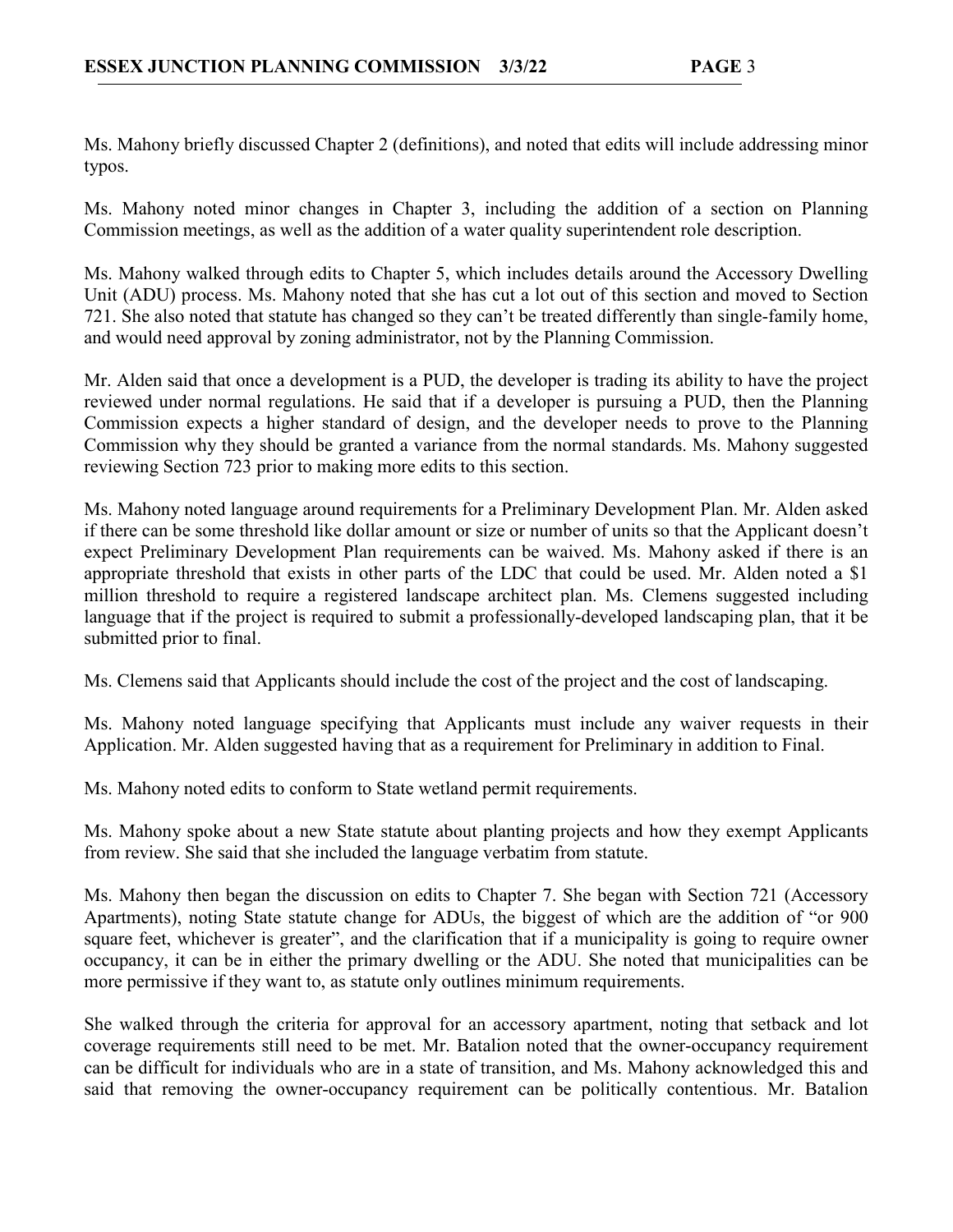Ms. Mahony briefly discussed Chapter 2 (definitions), and noted that edits will include addressing minor typos.

Ms. Mahony noted minor changes in Chapter 3, including the addition of a section on Planning Commission meetings, as well as the addition of a water quality superintendent role description.

Ms. Mahony walked through edits to Chapter 5, which includes details around the Accessory Dwelling Unit (ADU) process. Ms. Mahony noted that she has cut a lot out of this section and moved to Section 721. She also noted that statute has changed so they can't be treated differently than single-family home, and would need approval by zoning administrator, not by the Planning Commission.

Mr. Alden said that once a development is a PUD, the developer is trading its ability to have the project reviewed under normal regulations. He said that if a developer is pursuing a PUD, then the Planning Commission expects a higher standard of design, and the developer needs to prove to the Planning Commission why they should be granted a variance from the normal standards. Ms. Mahony suggested reviewing Section 723 prior to making more edits to this section.

Ms. Mahony noted language around requirements for a Preliminary Development Plan. Mr. Alden asked if there can be some threshold like dollar amount or size or number of units so that the Applicant doesn't expect Preliminary Development Plan requirements can be waived. Ms. Mahony asked if there is an appropriate threshold that exists in other parts of the LDC that could be used. Mr. Alden noted a $1 million threshold to require a registered landscape architect plan. Ms. Clemens suggested including language that if the project is required to submit a professionally-developed landscaping plan, that it be submitted prior to final.

Ms. Clemens said that Applicants should include the cost of the project and the cost of landscaping.

Ms. Mahony noted language specifying that Applicants must include any waiver requests in their Application. Mr. Alden suggested having that as a requirement for Preliminary in addition to Final.

Ms. Mahony noted edits to conform to State wetland permit requirements.

Ms. Mahony spoke about a new State statute about planting projects and how they exempt Applicants from review. She said that she included the language verbatim from statute.

Ms. Mahony then began the discussion on edits to Chapter 7. She began with Section 721 (Accessory Apartments), noting State statute change for ADUs, the biggest of which are the addition of "or 900 square feet, whichever is greater", and the clarification that if a municipality is going to require owner occupancy, it can be in either the primary dwelling or the ADU. She noted that municipalities can be more permissive if they want to, as statute only outlines minimum requirements.

She walked through the criteria for approval for an accessory apartment, noting that setback and lot coverage requirements still need to be met. Mr. Batalion noted that the owner-occupancy requirement can be difficult for individuals who are in a state of transition, and Ms. Mahony acknowledged this and said that removing the owner-occupancy requirement can be politically contentious. Mr. Batalion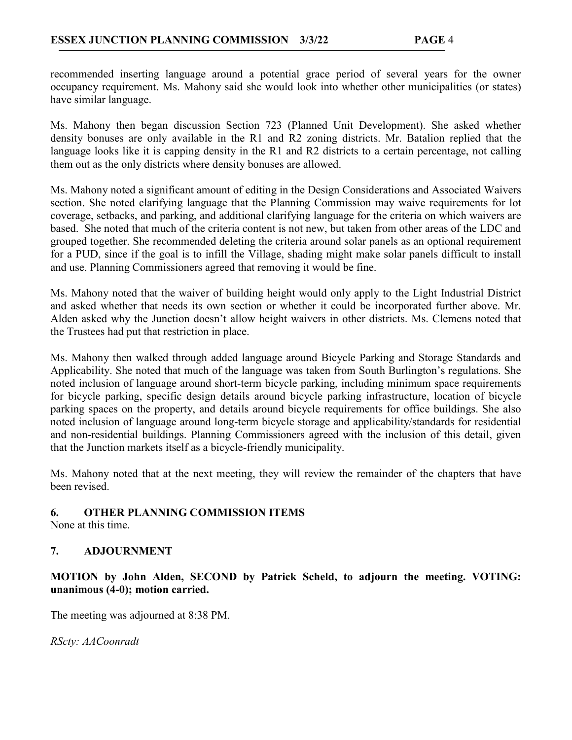recommended inserting language around a potential grace period of several years for the owner occupancy requirement. Ms. Mahony said she would look into whether other municipalities (or states) have similar language.

Ms. Mahony then began discussion Section 723 (Planned Unit Development). She asked whether density bonuses are only available in the R1 and R2 zoning districts. Mr. Batalion replied that the language looks like it is capping density in the R1 and R2 districts to a certain percentage, not calling them out as the only districts where density bonuses are allowed.

Ms. Mahony noted a significant amount of editing in the Design Considerations and Associated Waivers section. She noted clarifying language that the Planning Commission may waive requirements for lot coverage, setbacks, and parking, and additional clarifying language for the criteria on which waivers are based. She noted that much of the criteria content is not new, but taken from other areas of the LDC and grouped together. She recommended deleting the criteria around solar panels as an optional requirement for a PUD, since if the goal is to infill the Village, shading might make solar panels difficult to install and use. Planning Commissioners agreed that removing it would be fine.

Ms. Mahony noted that the waiver of building height would only apply to the Light Industrial District and asked whether that needs its own section or whether it could be incorporated further above. Mr. Alden asked why the Junction doesn't allow height waivers in other districts. Ms. Clemens noted that the Trustees had put that restriction in place.

Ms. Mahony then walked through added language around Bicycle Parking and Storage Standards and Applicability. She noted that much of the language was taken from South Burlington's regulations. She noted inclusion of language around short-term bicycle parking, including minimum space requirements for bicycle parking, specific design details around bicycle parking infrastructure, location of bicycle parking spaces on the property, and details around bicycle requirements for office buildings. She also noted inclusion of language around long-term bicycle storage and applicability/standards for residential and non-residential buildings. Planning Commissioners agreed with the inclusion of this detail, given that the Junction markets itself as a bicycle-friendly municipality.

Ms. Mahony noted that at the next meeting, they will review the remainder of the chapters that have been revised.

## 6. OTHER PLANNING COMMISSION ITEMS

None at this time.

## 7. ADJOURNMENT

**MOTION by John Alden, SECOND by Patrick Scheld, to adjourn the meeting. VOTING: unanimous (4-0); motion carried.**

The meeting was adjourned at 8:38 PM.

*RScty: AACoonradt*